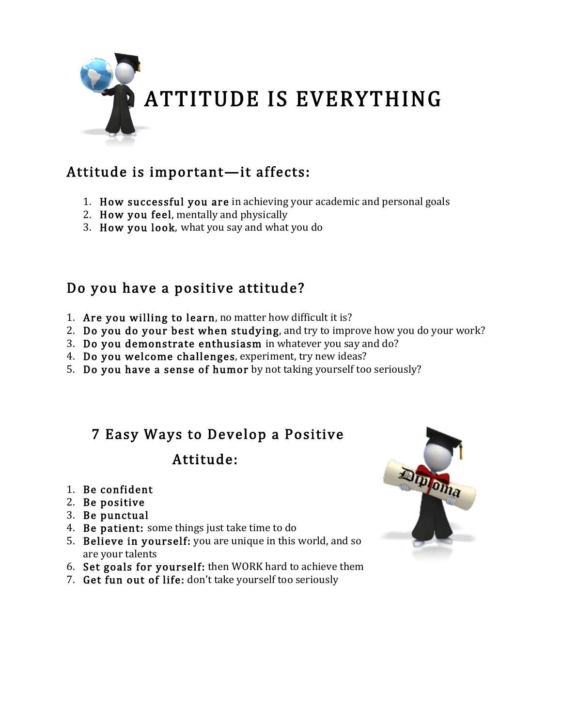# ATTITUDE IS EVERYTHING

## Attitude is important—it affects:

1. **How successful you are** in achieving your academic and personal goals
2. **How you feel**, mentally and physically
3. **How you look**, what you say and what you do

## Do you have a positive attitude?

1. **Are you willing to learn**, no matter how difficult it is?
2. **Do you do your best when studying**, and try to improve how you do your work?
3. **Do you demonstrate enthusiasm** in whatever you say and do?
4. **Do you welcome challenges**, experiment, try new ideas?
5. **Do you have a sense of humor** by not taking yourself too seriously?

## 7 Easy Ways to Develop a Positive Attitude:

1. **Be confident**
2. **Be positive**
3. **Be punctual**
4. **Be patient:** some things just take time to do
5. **Believe in yourself:** you are unique in this world, and so are your talents
6. **Set goals for yourself:** then WORK hard to achieve them
7. **Get fun out of life:** don't take yourself too seriously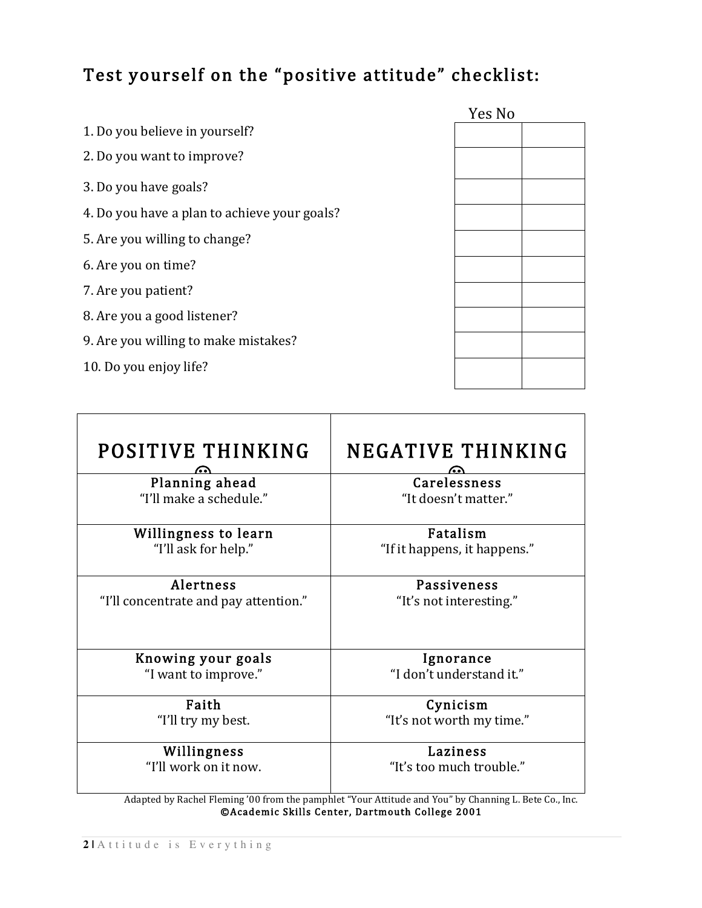## Test yourself on the "positive attitude" checklist:

| | Yes | No |
|---|---|---|
| 1. Do you believe in yourself? | | |
| 2. Do you want to improve? | | |
| 3. Do you have goals? | | |
| 4. Do you have a plan to achieve your goals? | | |
| 5. Are you willing to change? | | |
| 6. Are you on time? | | |
| 7. Are you patient? | | |
| 8. Are you a good listener? | | |
| 9. Are you willing to make mistakes? | | |
| 10. Do you enjoy life? | | |

| POSITIVE THINKING | NEGATIVE THINKING |
|---|---|
| **Planning ahead** "I'll make a schedule." | **Carelessness** "It doesn't matter." |
| **Willingness to learn** "I'll ask for help." | **Fatalism** "If it happens, it happens." |
| **Alertness** "I'll concentrate and pay attention." | **Passiveness** "It's not interesting." |
| **Knowing your goals** "I want to improve." | **Ignorance** "I don't understand it." |
| **Faith** "I'll try my best. | **Cynicism** "It's not worth my time." |
| **Willingness** "I'll work on it now. | **Laziness** "It's too much trouble." |

Adapted by Rachel Fleming '00 from the pamphlet "Your Attitude and You" by Channing L. Bete Co., Inc.
©Academic Skills Center, Dartmouth College 2001